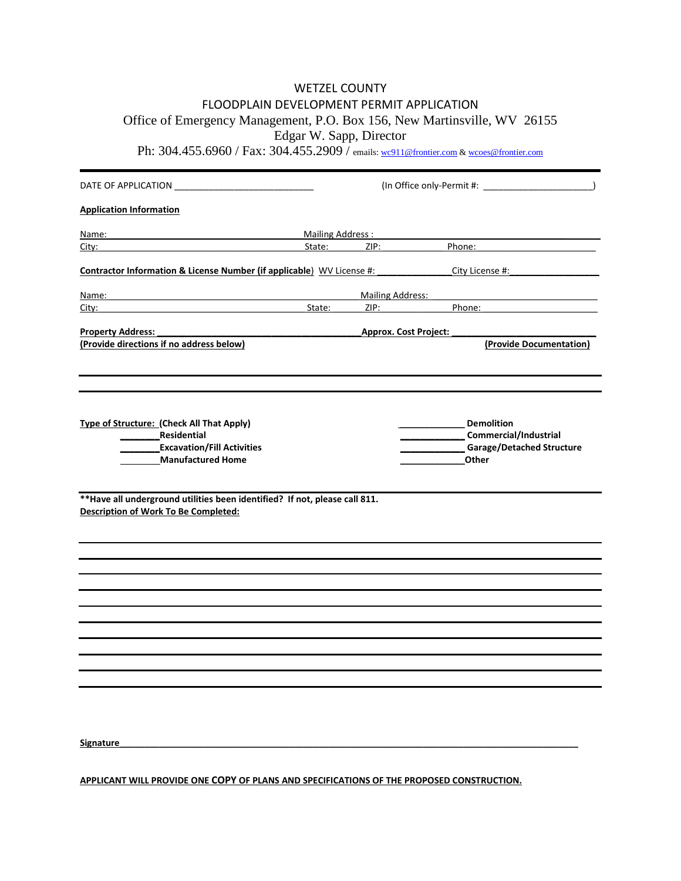# WETZEL COUNTY
## FLOODPLAIN DEVELOPMENT PERMIT APPLICATION

Office of Emergency Management, P.O. Box 156, New Martinsville, WV 26155
Edgar W. Sapp, Director
Ph: 304.455.6960 / Fax: 304.455.2909 / emails: wc911@frontier.com & wcoes@frontier.com

DATE OF APPLICATION ____________________________ (In Office only-Permit #: ______________________)

**Application Information**

Name: ______________________ Mailing Address : ______________________
City: ______________________ State: ______ ZIP: ______ Phone: ______________________

**Contractor Information & License Number (if applicable)** WV License #: ______________ City License #: ______________

Name: ______________________ Mailing Address: ______________________
City: ______________________ State: ______ ZIP: ______ Phone: ______________________

**Property Address: ________________________________________ Approx. Cost Project: ____________________________**
**(Provide directions if no address below)** **(Provide Documentation)**

______________________________________________________________________________

______________________________________________________________________________

**Type of Structure: (Check All That Apply)**

- ________**Residential**
- ________**Excavation/Fill Activities**
- ________**Manufactured Home**
- _____________ **Demolition**
- _____________ **Commercial/Industrial**
- _____________ **Garage/Detached Structure**
- _____________**Other**

**\*\*Have all underground utilities been identified? If not, please call 811.**
**Description of Work To Be Completed:**

______________________________________________________________________________

______________________________________________________________________________

______________________________________________________________________________

______________________________________________________________________________

______________________________________________________________________________

______________________________________________________________________________

______________________________________________________________________________

______________________________________________________________________________

______________________________________________________________________________

______________________________________________________________________________

**Signature**______________________________________________________________________

**APPLICANT WILL PROVIDE ONE COPY OF PLANS AND SPECIFICATIONS OF THE PROPOSED CONSTRUCTION.**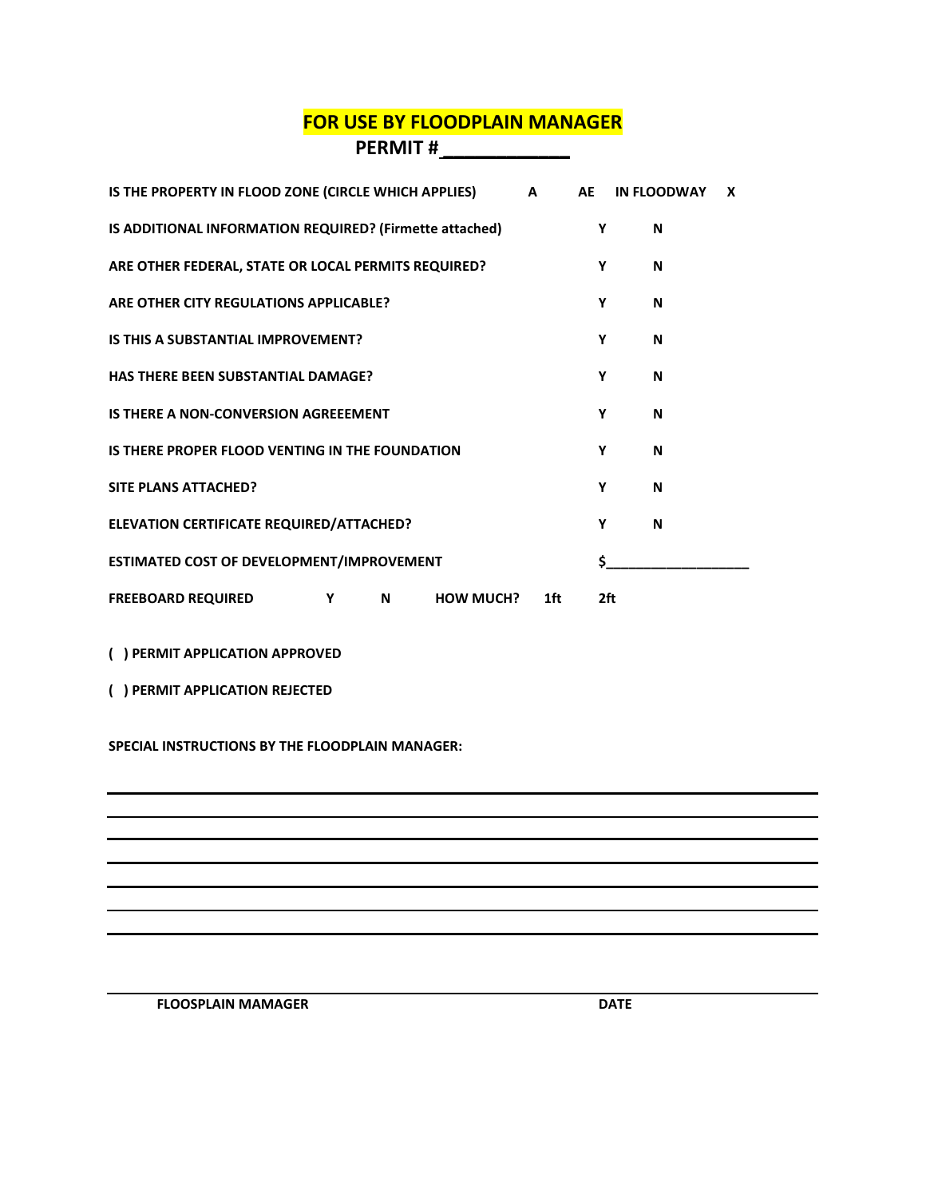# FOR USE BY FLOODPLAIN MANAGER

**PERMIT #\_\_\_\_\_\_\_\_\_\_\_\_**

| | | | | |
|---|---|---|---|---|
| IS THE PROPERTY IN FLOOD ZONE (CIRCLE WHICH APPLIES) | A | AE | IN FLOODWAY | X |
| IS ADDITIONAL INFORMATION REQUIRED? (Firmette attached) | | Y | N | |
| ARE OTHER FEDERAL, STATE OR LOCAL PERMITS REQUIRED? | | Y | N | |
| ARE OTHER CITY REGULATIONS APPLICABLE? | | Y | N | |
| IS THIS A SUBSTANTIAL IMPROVEMENT? | | Y | N | |
| HAS THERE BEEN SUBSTANTIAL DAMAGE? | | Y | N | |
| IS THERE A NON-CONVERSION AGREEEMENT | | Y | N | |
| IS THERE PROPER FLOOD VENTING IN THE FOUNDATION | | Y | N | |
| SITE PLANS ATTACHED? | | Y | N | |
| ELEVATION CERTIFICATE REQUIRED/ATTACHED? | | Y | N | |
| ESTIMATED COST OF DEVELOPMENT/IMPROVEMENT | | $\_\_\_\_\_\_\_\_\_\_\_\_\_\_\_\_\_\_ | | |

**FREEBOARD REQUIRED** Y N **HOW MUCH?** 1ft 2ft

( ) PERMIT APPLICATION APPROVED

( ) PERMIT APPLICATION REJECTED

**SPECIAL INSTRUCTIONS BY THE FLOODPLAIN MANAGER:**

\_\_\_\_\_\_\_\_\_\_\_\_\_\_\_\_\_\_\_\_\_\_\_\_\_\_\_\_\_\_\_\_\_\_\_\_\_\_\_\_\_\_\_\_\_\_\_\_\_\_\_\_\_\_\_\_\_\_\_\_

\_\_\_\_\_\_\_\_\_\_\_\_\_\_\_\_\_\_\_\_\_\_\_\_\_\_\_\_\_\_\_\_\_\_\_\_\_\_\_\_\_\_\_\_\_\_\_\_\_\_\_\_\_\_\_\_\_\_\_\_

\_\_\_\_\_\_\_\_\_\_\_\_\_\_\_\_\_\_\_\_\_\_\_\_\_\_\_\_\_\_\_\_\_\_\_\_\_\_\_\_\_\_\_\_\_\_\_\_\_\_\_\_\_\_\_\_\_\_\_\_

\_\_\_\_\_\_\_\_\_\_\_\_\_\_\_\_\_\_\_\_\_\_\_\_\_\_\_\_\_\_\_\_\_\_\_\_\_\_\_\_\_\_\_\_\_\_\_\_\_\_\_\_\_\_\_\_\_\_\_\_

\_\_\_\_\_\_\_\_\_\_\_\_\_\_\_\_\_\_\_\_\_\_\_\_\_\_\_\_\_\_\_\_\_\_\_\_\_\_\_\_\_\_\_\_\_\_\_\_\_\_\_\_\_\_\_\_\_\_\_\_

\_\_\_\_\_\_\_\_\_\_\_\_\_\_\_\_\_\_\_\_\_\_\_\_\_\_\_\_\_\_\_\_\_\_\_\_\_\_\_\_\_\_\_\_\_\_\_\_\_\_\_\_\_\_\_\_\_\_\_\_

\_\_\_\_\_\_\_\_\_\_\_\_\_\_\_\_\_\_\_\_\_\_\_\_\_\_\_\_\_\_\_\_\_\_\_\_\_\_\_\_\_\_\_\_\_\_\_\_\_\_\_\_\_\_\_\_\_\_\_\_

\_\_\_\_\_\_\_\_\_\_\_\_\_\_\_\_\_\_\_\_\_\_\_\_\_\_\_\_\_\_\_\_\_\_\_\_\_\_\_\_\_\_\_\_\_\_\_\_\_\_\_\_\_\_\_\_\_\_\_\_

**FLOOSPLAIN MAMAGER** **DATE**